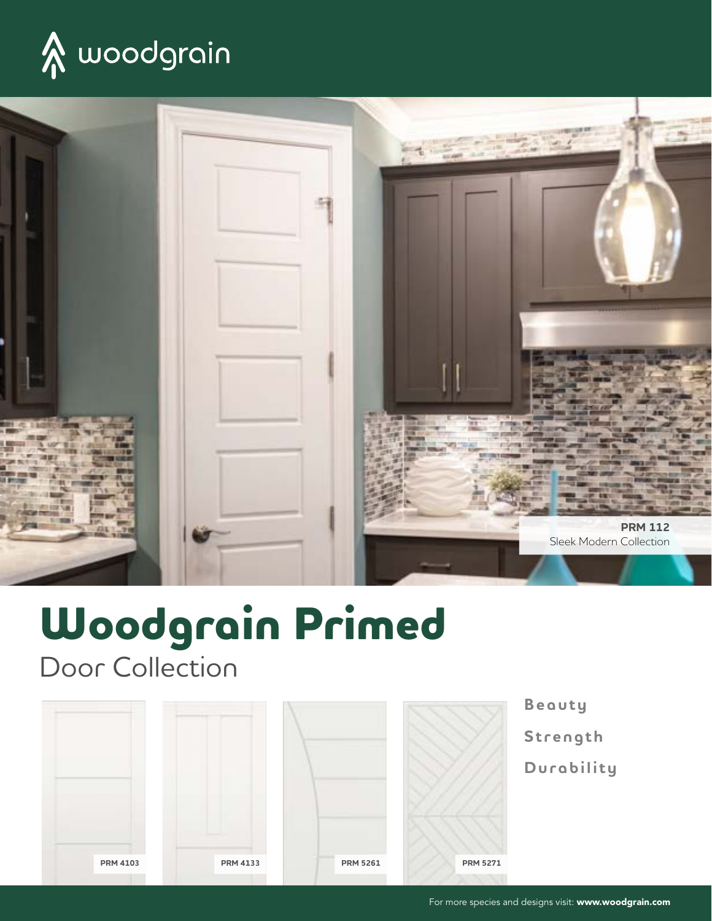woodgrain

**PRM 112**
Sleek Modern Collection

# Woodgrain Primed

## Door Collection

**PRM 4103**

**PRM 4133**

**PRM 5261**

**PRM 5271**

**Beauty**

**Strength**

**Durability**

For more species and designs visit: **www.woodgrain.com**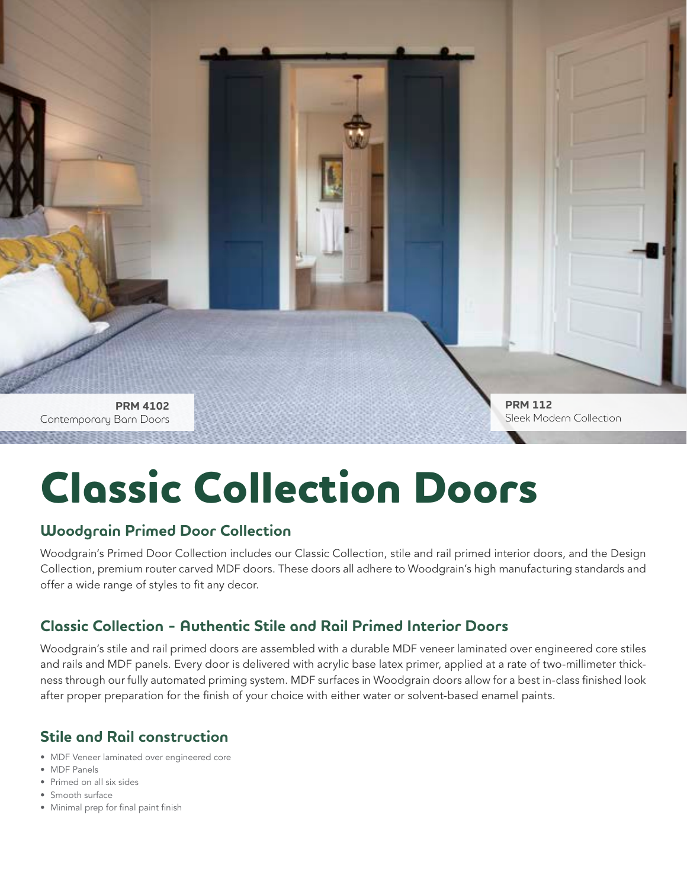**PRM 4102**
Contemporary Barn Doors

**PRM 112**
Sleek Modern Collection

# Classic Collection Doors

## Woodgrain Primed Door Collection

Woodgrain's Primed Door Collection includes our Classic Collection, stile and rail primed interior doors, and the Design Collection, premium router carved MDF doors. These doors all adhere to Woodgrain's high manufacturing standards and offer a wide range of styles to fit any decor.

## Classic Collection - Authentic Stile and Rail Primed Interior Doors

Woodgrain's stile and rail primed doors are assembled with a durable MDF veneer laminated over engineered core stiles and rails and MDF panels. Every door is delivered with acrylic base latex primer, applied at a rate of two-millimeter thickness through our fully automated priming system. MDF surfaces in Woodgrain doors allow for a best in-class finished look after proper preparation for the finish of your choice with either water or solvent-based enamel paints.

## Stile and Rail construction

- MDF Veneer laminated over engineered core
- MDF Panels
- Primed on all six sides
- Smooth surface
- Minimal prep for final paint finish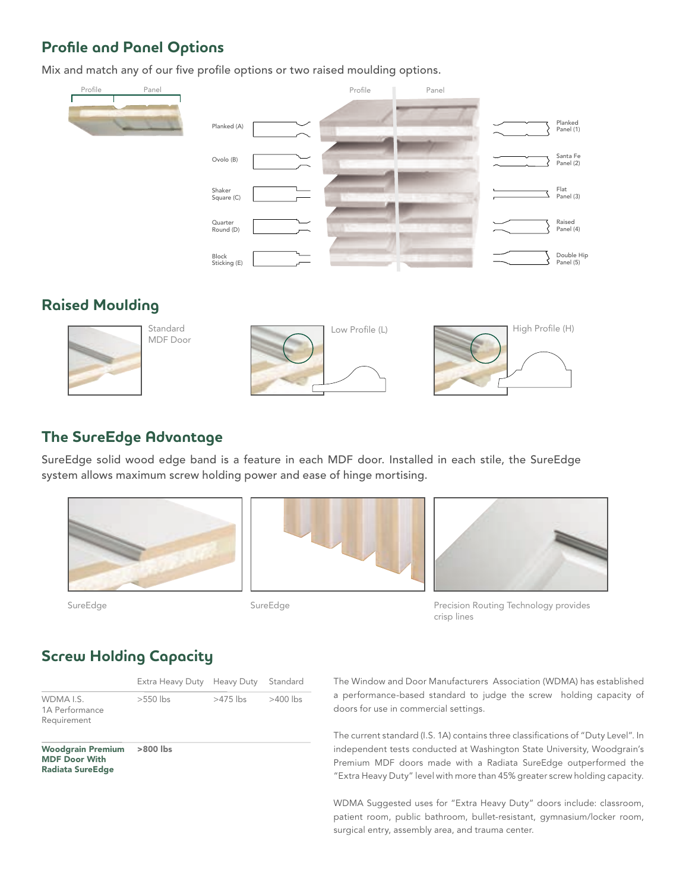## Profile and Panel Options

Mix and match any of our five profile options or two raised moulding options.

Profile | Panel

Profile | Panel

Planked (A)

Ovolo (B)

Shaker Square (C)

Quarter Round (D)

Block Sticking (E)

Planked Panel (1)

Santa Fe Panel (2)

Flat Panel (3)

Raised Panel (4)

Double Hip Panel (5)

## Raised Moulding

Standard MDF Door

Low Profile (L)

High Profile (H)

## The SureEdge Advantage

SureEdge solid wood edge band is a feature in each MDF door. Installed in each stile, the SureEdge system allows maximum screw holding power and ease of hinge mortising.

SureEdge

SureEdge

Precision Routing Technology provides crisp lines

## Screw Holding Capacity

| | Extra Heavy Duty | Heavy Duty | Standard |
|---|---|---|---|
| WDMA I.S. 1A Performance Requirement | >550 lbs | >475 lbs | >400 lbs |
| **Woodgrain Premium MDF Door With Radiata SureEdge** | **>800 lbs** | | |

The Window and Door Manufacturers Association (WDMA) has established a performance-based standard to judge the screw holding capacity of doors for use in commercial settings.

The current standard (I.S. 1A) contains three classifications of "Duty Level". In independent tests conducted at Washington State University, Woodgrain's Premium MDF doors made with a Radiata SureEdge outperformed the "Extra Heavy Duty" level with more than 45% greater screw holding capacity.

WDMA Suggested uses for "Extra Heavy Duty" doors include: classroom, patient room, public bathroom, bullet-resistant, gymnasium/locker room, surgical entry, assembly area, and trauma center.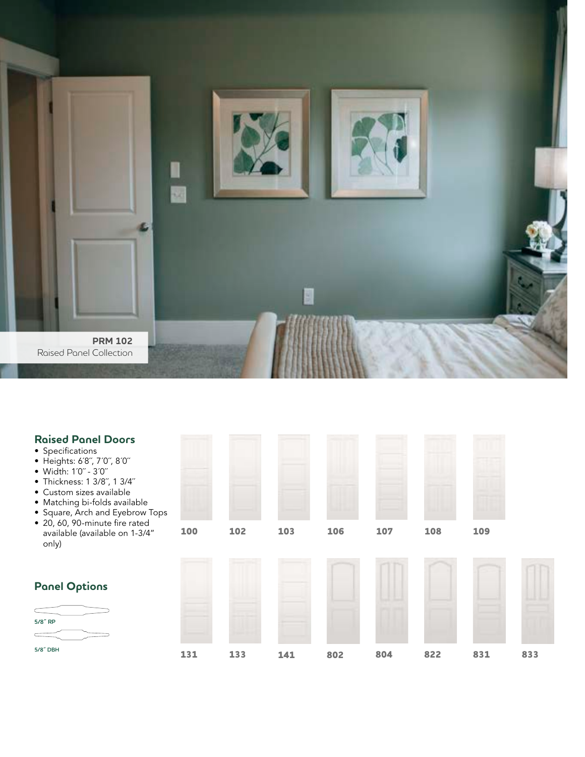PRM 102
Raised Panel Collection

## Raised Panel Doors

- Specifications
- Heights: 6′8″, 7′0″, 8′0″
- Width: 1′0″ - 3′0″
- Thickness: 1 3/8″, 1 3/4″
- Custom sizes available
- Matching bi-folds available
- Square, Arch and Eyebrow Tops
- 20, 60, 90-minute fire rated available (available on 1-3/4″ only)

100 102 103 106 107 108 109

## Panel Options

5/8″ RP

5/8″ DBH

131 133 141 802 804 822 831 833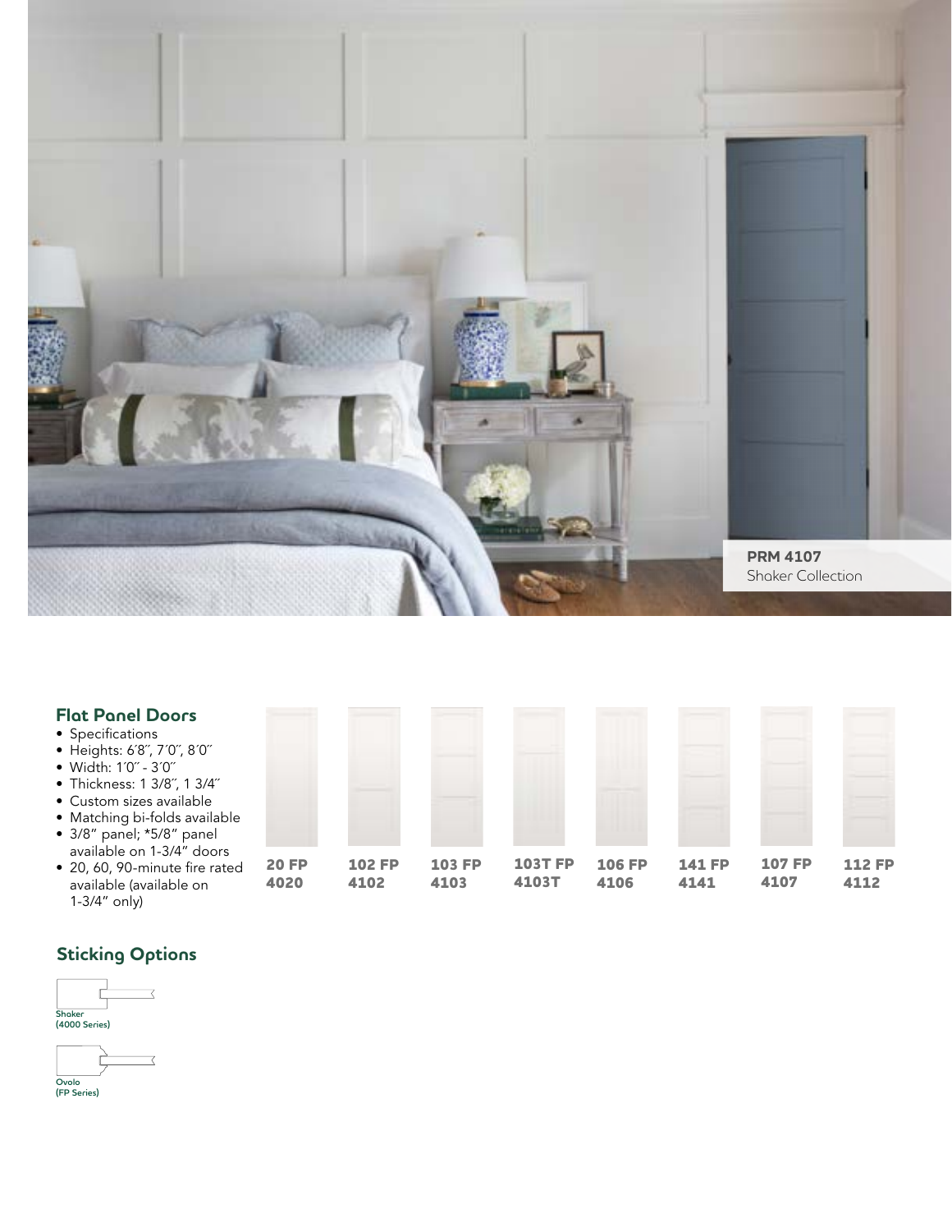PRM 4107
Shaker Collection

## Flat Panel Doors

- Specifications
- Heights: 6′8″, 7′0″, 8′0″
- Width: 1′0″ - 3′0″
- Thickness: 1 3/8″, 1 3/4″
- Custom sizes available
- Matching bi-folds available
- 3/8″ panel; *5/8″ panel available on 1-3/4″ doors
- 20, 60, 90-minute fire rated available (available on 1-3/4″ only)

**20 FP**
**4020**

**102 FP**
**4102**

**103 FP**
**4103**

**103T FP**
**4103T**

**106 FP**
**4106**

**141 FP**
**4141**

**107 FP**
**4107**

**112 FP**
**4112**

## Sticking Options

Shaker
(4000 Series)

Ovolo
(FP Series)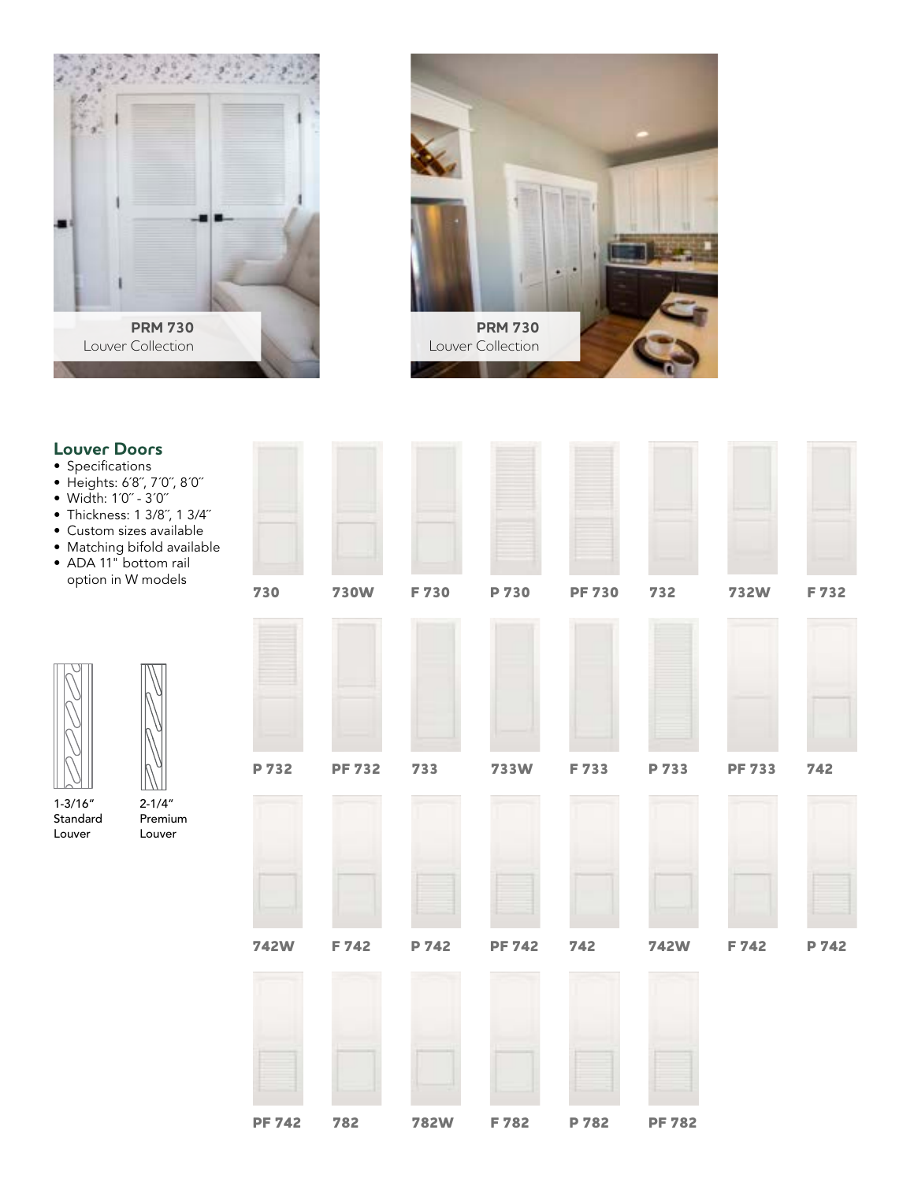PRM 730
Louver Collection

PRM 730
Louver Collection

## Louver Doors

- Specifications
- Heights: 6´8˝, 7´0˝, 8´0˝
- Width: 1´0˝ - 3´0˝
- Thickness: 1 3/8˝, 1 3/4˝
- Custom sizes available
- Matching bifold available
- ADA 11" bottom rail option in W models

1-3/16" Standard Louver

2-1/4" Premium Louver

730 | 730W | F 730 | P 730 | PF 730 | 732 | 732W | F 732

P 732 | PF 732 | 733 | 733W | F 733 | P 733 | PF 733 | 742

742W | F 742 | P 742 | PF 742 | 742 | 742W | F 742 | P 742

PF 742 | 782 | 782W | F 782 | P 782 | PF 782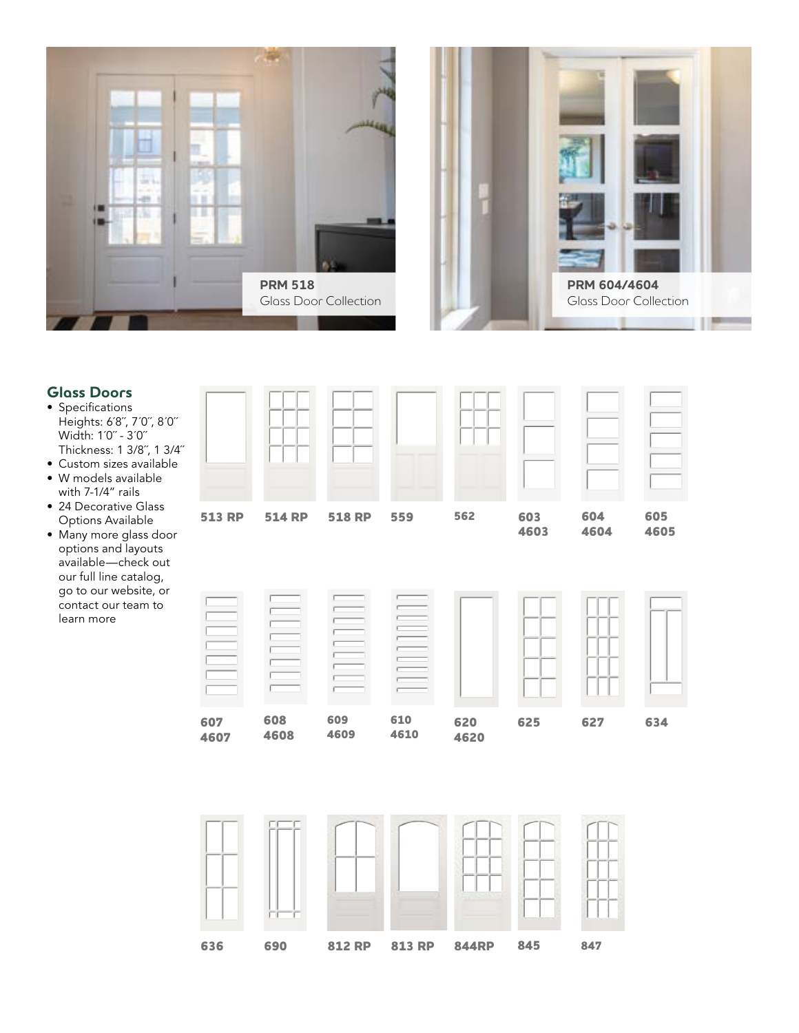PRM 518
Glass Door Collection

PRM 604/4604
Glass Door Collection

## Glass Doors

- Specifications
  Heights: 6´8˝, 7´0˝, 8´0˝
  Width: 1´0˝ - 3´0˝
  Thickness: 1 3/8˝, 1 3/4˝
- Custom sizes available
- W models available with 7-1/4" rails
- 24 Decorative Glass Options Available
- Many more glass door options and layouts available—check out our full line catalog, go to our website, or contact our team to learn more

**513 RP** **514 RP** **518 RP** **559** **562** **603 4603** **604 4604** **605 4605**

**607 4607** **608 4608** **609 4609** **610 4610** **620 4620** **625** **627** **634**

**636** **690** **812 RP** **813 RP** **844RP** **845** **847**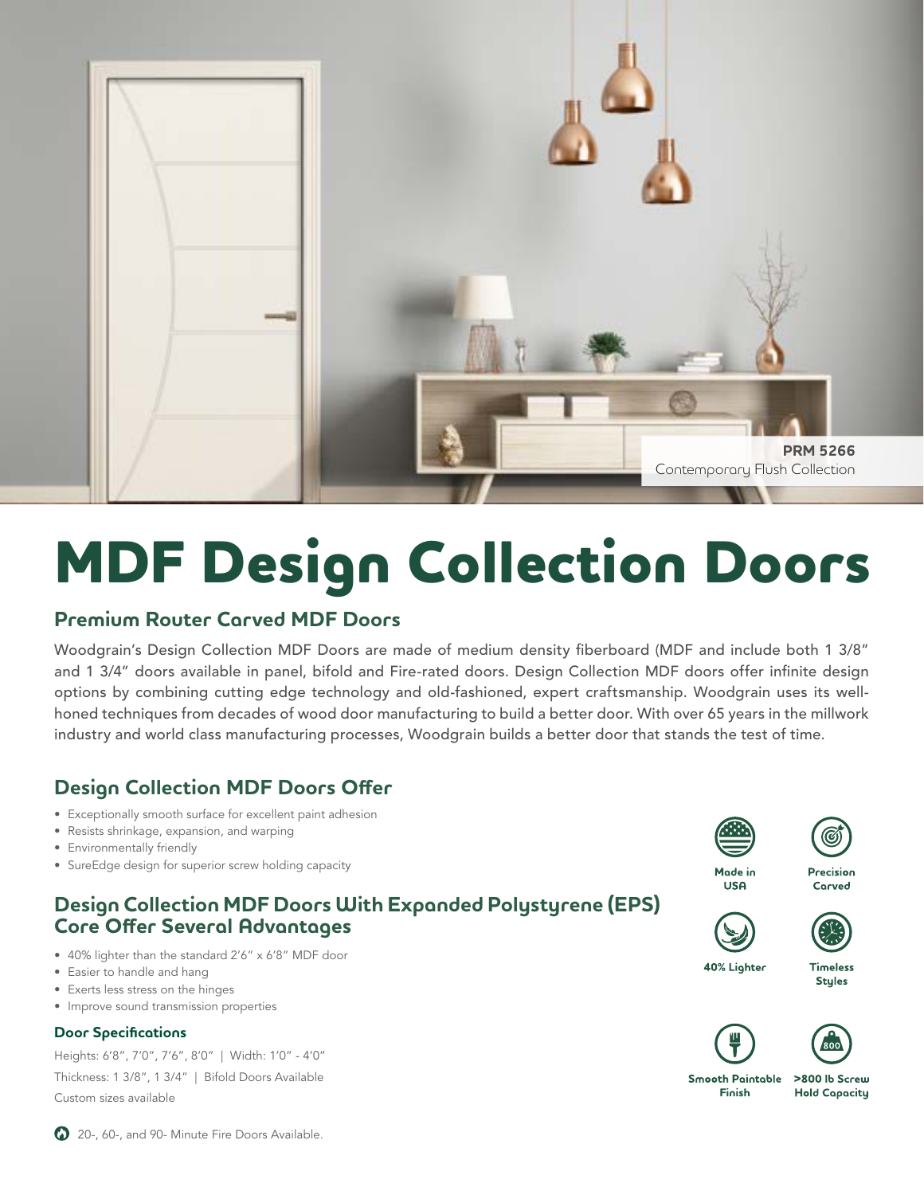**PRM 5266**
Contemporary Flush Collection

# MDF Design Collection Doors

## Premium Router Carved MDF Doors

Woodgrain's Design Collection MDF Doors are made of medium density fiberboard (MDF and include both 1 3/8" and 1 3/4" doors available in panel, bifold and Fire-rated doors. Design Collection MDF doors offer infinite design options by combining cutting edge technology and old-fashioned, expert craftsmanship. Woodgrain uses its well-honed techniques from decades of wood door manufacturing to build a better door. With over 65 years in the millwork industry and world class manufacturing processes, Woodgrain builds a better door that stands the test of time.

## Design Collection MDF Doors Offer

- Exceptionally smooth surface for excellent paint adhesion
- Resists shrinkage, expansion, and warping
- Environmentally friendly
- SureEdge design for superior screw holding capacity

## Design Collection MDF Doors With Expanded Polystyrene (EPS) Core Offer Several Advantages

- 40% lighter than the standard 2'6" x 6'8" MDF door
- Easier to handle and hang
- Exerts less stress on the hinges
- Improve sound transmission properties

### Door Specifications

Heights: 6'8", 7'0", 7'6", 8'0" | Width: 1'0" - 4'0"

Thickness: 1 3/8", 1 3/4" | Bifold Doors Available

Custom sizes available

Made in USA

Precision Carved

40% Lighter

Timeless Styles

Smooth Paintable Finish

>800 lb Screw Hold Capacity

20-, 60-, and 90- Minute Fire Doors Available.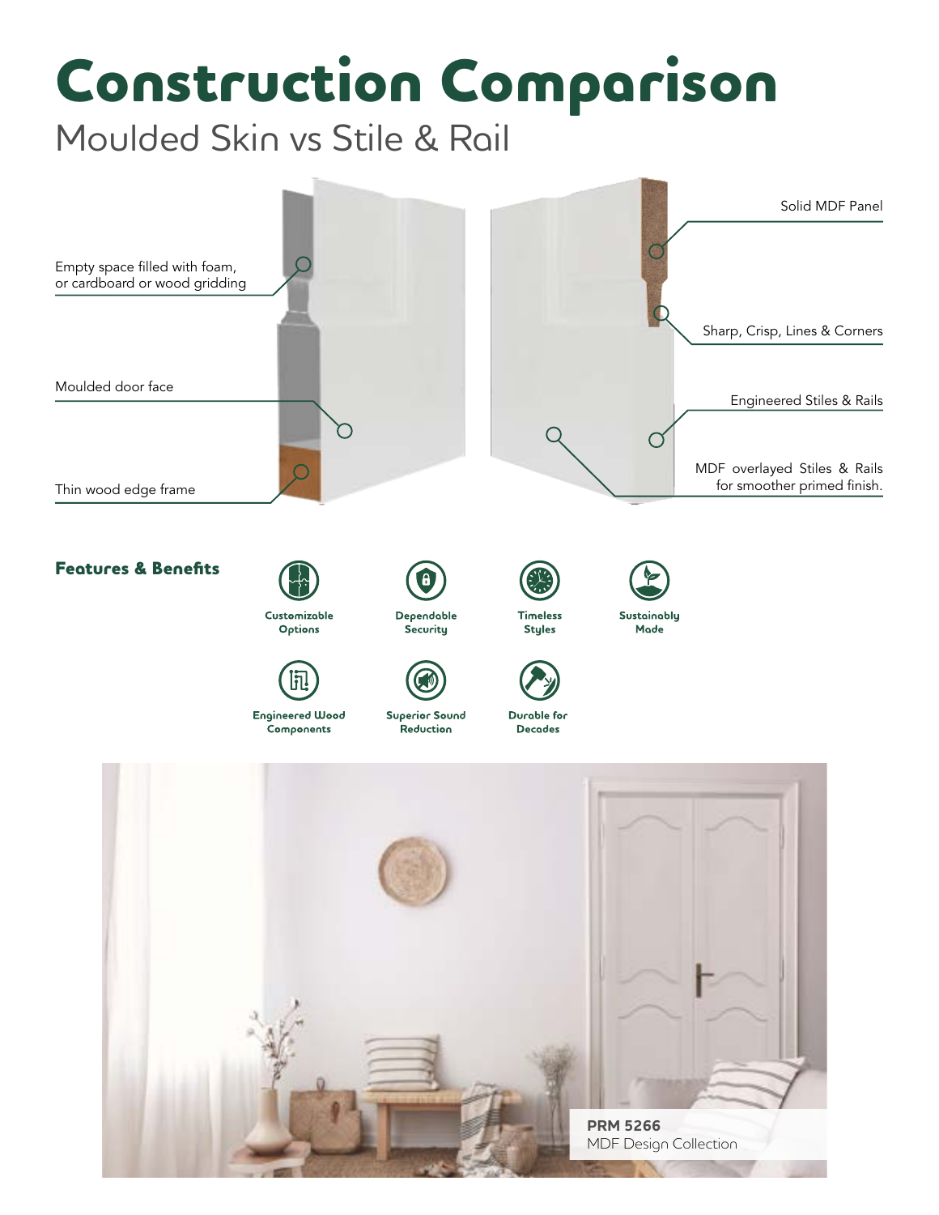# Construction Comparison

## Moulded Skin vs Stile & Rail

Empty space filled with foam, or cardboard or wood gridding

Moulded door face

Thin wood edge frame

Solid MDF Panel

Sharp, Crisp, Lines & Corners

Engineered Stiles & Rails

MDF overlayed Stiles & Rails for smoother primed finish.

### Features & Benefits

- Customizable Options
- Dependable Security
- Timeless Styles
- Sustainably Made
- Engineered Wood Components
- Superior Sound Reduction
- Durable for Decades

**PRM 5266**
MDF Design Collection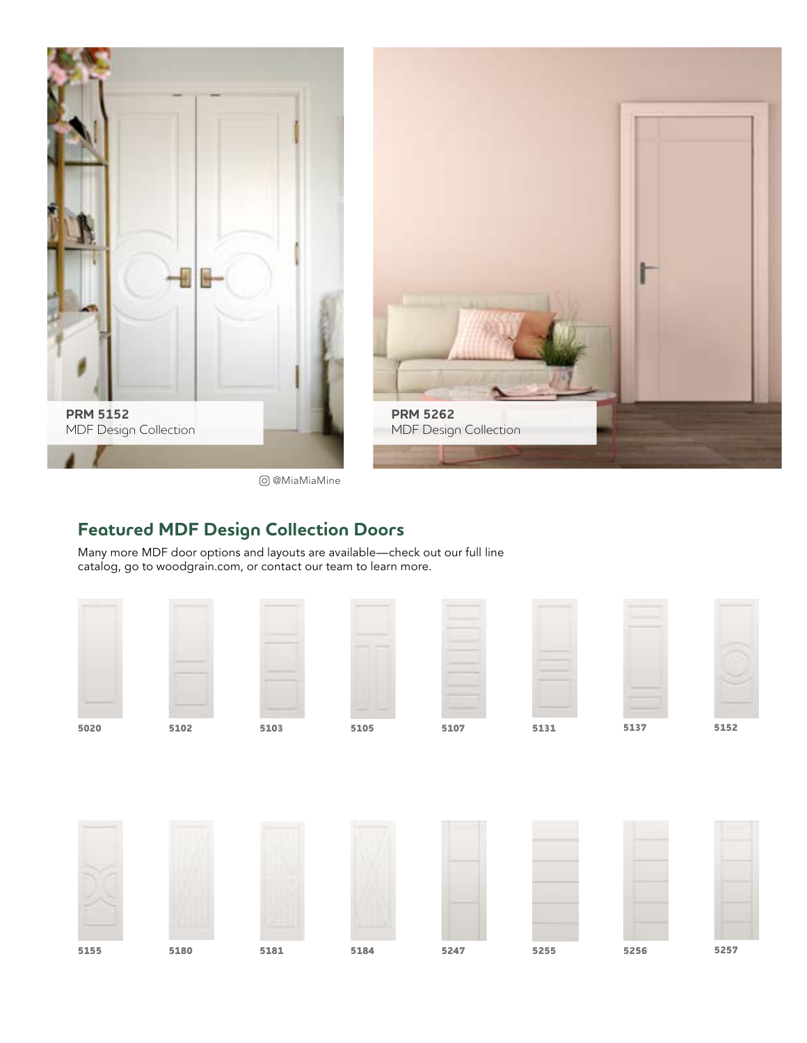**PRM 5152**
MDF Design Collection

**PRM 5262**
MDF Design Collection

@MiaMiaMine

## Featured MDF Design Collection Doors

Many more MDF door options and layouts are available—check out our full line catalog, go to woodgrain.com, or contact our team to learn more.

5020

5102

5103

5105

5107

5131

5137

5152

5155

5180

5181

5184

5247

5255

5256

5257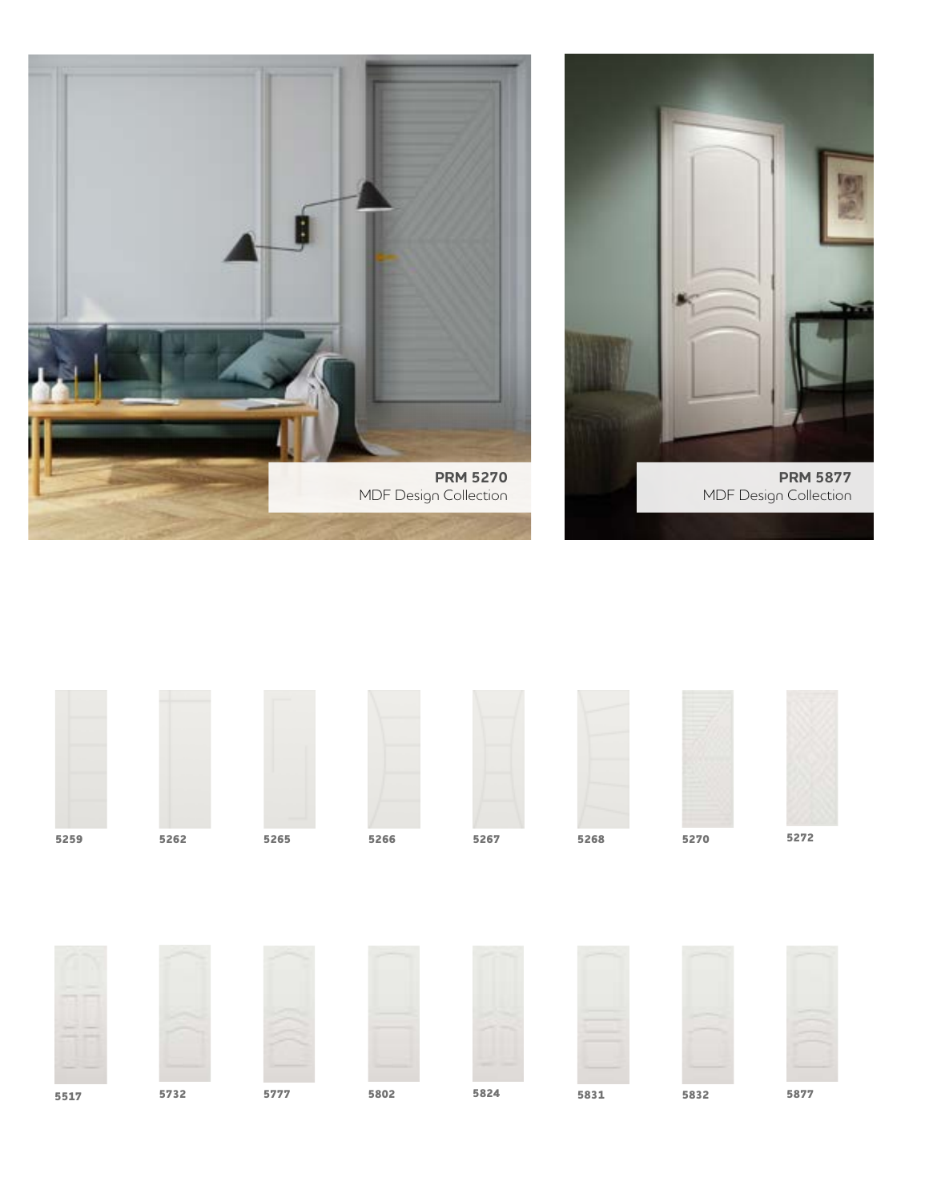**PRM 5270**
MDF Design Collection

**PRM 5877**
MDF Design Collection

5259 5262 5265 5266 5267 5268 5270 5272

5517 5732 5777 5802 5824 5831 5832 5877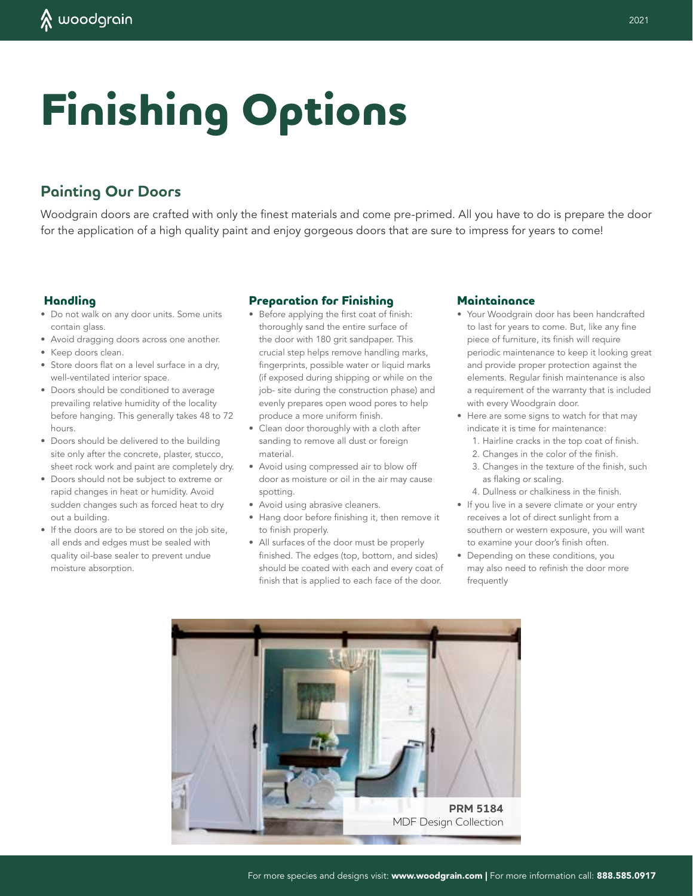# Finishing Options

## Painting Our Doors

Woodgrain doors are crafted with only the finest materials and come pre-primed. All you have to do is prepare the door for the application of a high quality paint and enjoy gorgeous doors that are sure to impress for years to come!

### Handling

- Do not walk on any door units. Some units contain glass.
- Avoid dragging doors across one another.
- Keep doors clean.
- Store doors flat on a level surface in a dry, well-ventilated interior space.
- Doors should be conditioned to average prevailing relative humidity of the locality before hanging. This generally takes 48 to 72 hours.
- Doors should be delivered to the building site only after the concrete, plaster, stucco, sheet rock work and paint are completely dry.
- Doors should not be subject to extreme or rapid changes in heat or humidity. Avoid sudden changes such as forced heat to dry out a building.
- If the doors are to be stored on the job site, all ends and edges must be sealed with quality oil-base sealer to prevent undue moisture absorption.

### Preparation for Finishing

- Before applying the first coat of finish: thoroughly sand the entire surface of the door with 180 grit sandpaper. This crucial step helps remove handling marks, fingerprints, possible water or liquid marks (if exposed during shipping or while on the job- site during the construction phase) and evenly prepares open wood pores to help produce a more uniform finish.
- Clean door thoroughly with a cloth after sanding to remove all dust or foreign material.
- Avoid using compressed air to blow off door as moisture or oil in the air may cause spotting.
- Avoid using abrasive cleaners.
- Hang door before finishing it, then remove it to finish properly.
- All surfaces of the door must be properly finished. The edges (top, bottom, and sides) should be coated with each and every coat of finish that is applied to each face of the door.

### Maintainance

- Your Woodgrain door has been handcrafted to last for years to come. But, like any fine piece of furniture, its finish will require periodic maintenance to keep it looking great and provide proper protection against the elements. Regular finish maintenance is also a requirement of the warranty that is included with every Woodgrain door.
- Here are some signs to watch for that may indicate it is time for maintenance:
  1. Hairline cracks in the top coat of finish.
  2. Changes in the color of the finish.
  3. Changes in the texture of the finish, such as flaking or scaling.
  4. Dullness or chalkiness in the finish.
- If you live in a severe climate or your entry receives a lot of direct sunlight from a southern or western exposure, you will want to examine your door's finish often.
- Depending on these conditions, you may also need to refinish the door more frequently

**PRM 5184**
MDF Design Collection

For more species and designs visit: **www.woodgrain.com** | For more information call: **888.585.0917**